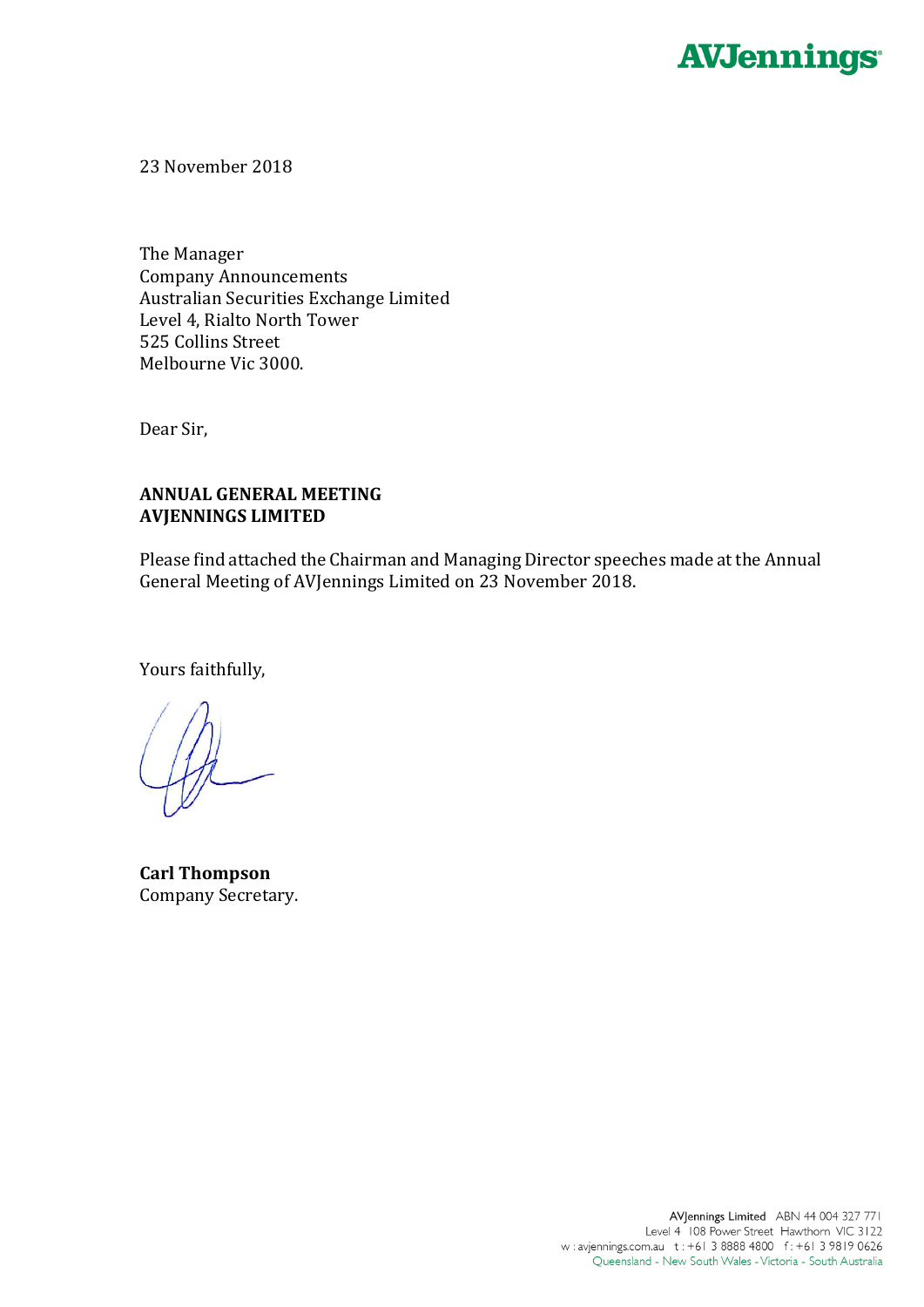AVJennings

23 November 2018

The Manager
Company Announcements
Australian Securities Exchange Limited
Level 4, Rialto North Tower
525 Collins Street
Melbourne Vic 3000.

Dear Sir,

**ANNUAL GENERAL MEETING**
**AVJENNINGS LIMITED**

Please find attached the Chairman and Managing Director speeches made at the Annual General Meeting of AVJennings Limited on 23 November 2018.

Yours faithfully,

**Carl Thompson**
Company Secretary.

AVJennings Limited ABN 44 004 327 771
Level 4 108 Power Street Hawthorn VIC 3122
w : avjennings.com.au t : +61 3 8888 4800 f : +61 3 9819 0626
Queensland - New South Wales - Victoria - South Australia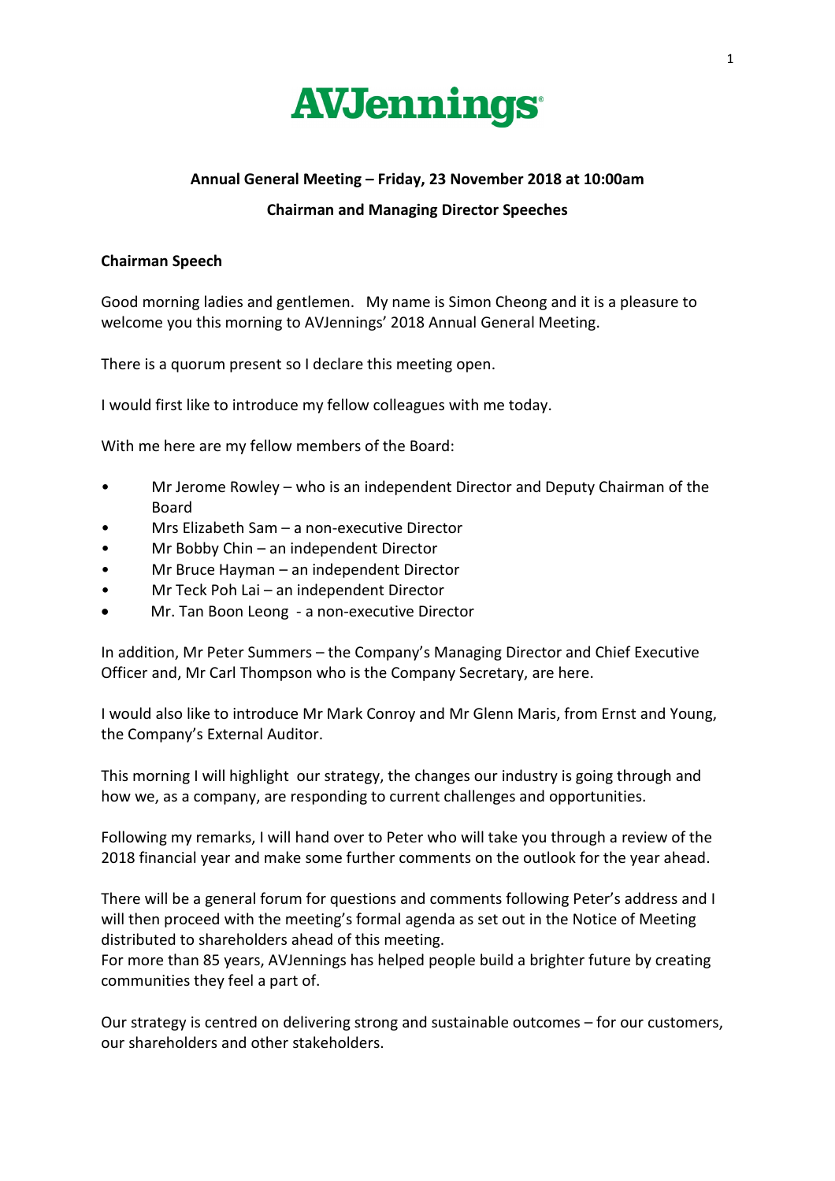# AVJennings

**Annual General Meeting – Friday, 23 November 2018 at 10:00am**

**Chairman and Managing Director Speeches**

## Chairman Speech

Good morning ladies and gentlemen. My name is Simon Cheong and it is a pleasure to welcome you this morning to AVJennings' 2018 Annual General Meeting.

There is a quorum present so I declare this meeting open.

I would first like to introduce my fellow colleagues with me today.

With me here are my fellow members of the Board:

- Mr Jerome Rowley – who is an independent Director and Deputy Chairman of the Board
- Mrs Elizabeth Sam – a non-executive Director
- Mr Bobby Chin – an independent Director
- Mr Bruce Hayman – an independent Director
- Mr Teck Poh Lai – an independent Director
- Mr. Tan Boon Leong - a non-executive Director

In addition, Mr Peter Summers – the Company's Managing Director and Chief Executive Officer and, Mr Carl Thompson who is the Company Secretary, are here.

I would also like to introduce Mr Mark Conroy and Mr Glenn Maris, from Ernst and Young, the Company's External Auditor.

This morning I will highlight our strategy, the changes our industry is going through and how we, as a company, are responding to current challenges and opportunities.

Following my remarks, I will hand over to Peter who will take you through a review of the 2018 financial year and make some further comments on the outlook for the year ahead.

There will be a general forum for questions and comments following Peter's address and I will then proceed with the meeting's formal agenda as set out in the Notice of Meeting distributed to shareholders ahead of this meeting.

For more than 85 years, AVJennings has helped people build a brighter future by creating communities they feel a part of.

Our strategy is centred on delivering strong and sustainable outcomes – for our customers, our shareholders and other stakeholders.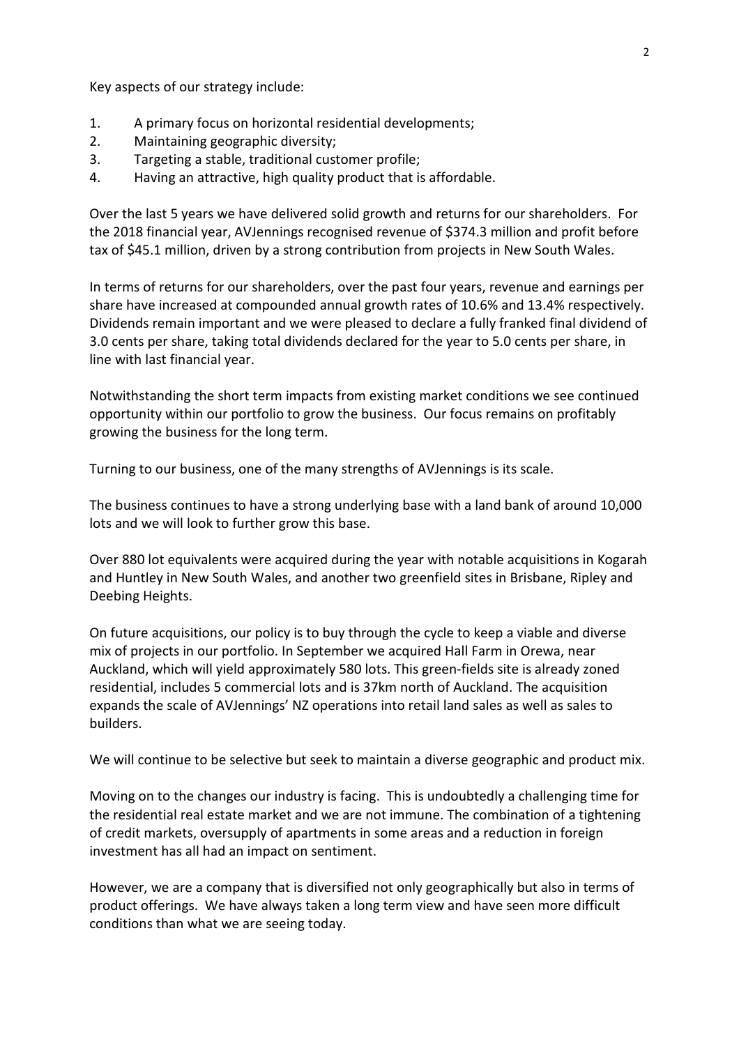Key aspects of our strategy include:

1. A primary focus on horizontal residential developments;
2. Maintaining geographic diversity;
3. Targeting a stable, traditional customer profile;
4. Having an attractive, high quality product that is affordable.

Over the last 5 years we have delivered solid growth and returns for our shareholders. For the 2018 financial year, AVJennings recognised revenue of $374.3 million and profit before tax of $45.1 million, driven by a strong contribution from projects in New South Wales.

In terms of returns for our shareholders, over the past four years, revenue and earnings per share have increased at compounded annual growth rates of 10.6% and 13.4% respectively. Dividends remain important and we were pleased to declare a fully franked final dividend of 3.0 cents per share, taking total dividends declared for the year to 5.0 cents per share, in line with last financial year.

Notwithstanding the short term impacts from existing market conditions we see continued opportunity within our portfolio to grow the business. Our focus remains on profitably growing the business for the long term.

Turning to our business, one of the many strengths of AVJennings is its scale.

The business continues to have a strong underlying base with a land bank of around 10,000 lots and we will look to further grow this base.

Over 880 lot equivalents were acquired during the year with notable acquisitions in Kogarah and Huntley in New South Wales, and another two greenfield sites in Brisbane, Ripley and Deebing Heights.

On future acquisitions, our policy is to buy through the cycle to keep a viable and diverse mix of projects in our portfolio. In September we acquired Hall Farm in Orewa, near Auckland, which will yield approximately 580 lots. This green-fields site is already zoned residential, includes 5 commercial lots and is 37km north of Auckland. The acquisition expands the scale of AVJennings' NZ operations into retail land sales as well as sales to builders.

We will continue to be selective but seek to maintain a diverse geographic and product mix.

Moving on to the changes our industry is facing. This is undoubtedly a challenging time for the residential real estate market and we are not immune. The combination of a tightening of credit markets, oversupply of apartments in some areas and a reduction in foreign investment has all had an impact on sentiment.

However, we are a company that is diversified not only geographically but also in terms of product offerings. We have always taken a long term view and have seen more difficult conditions than what we are seeing today.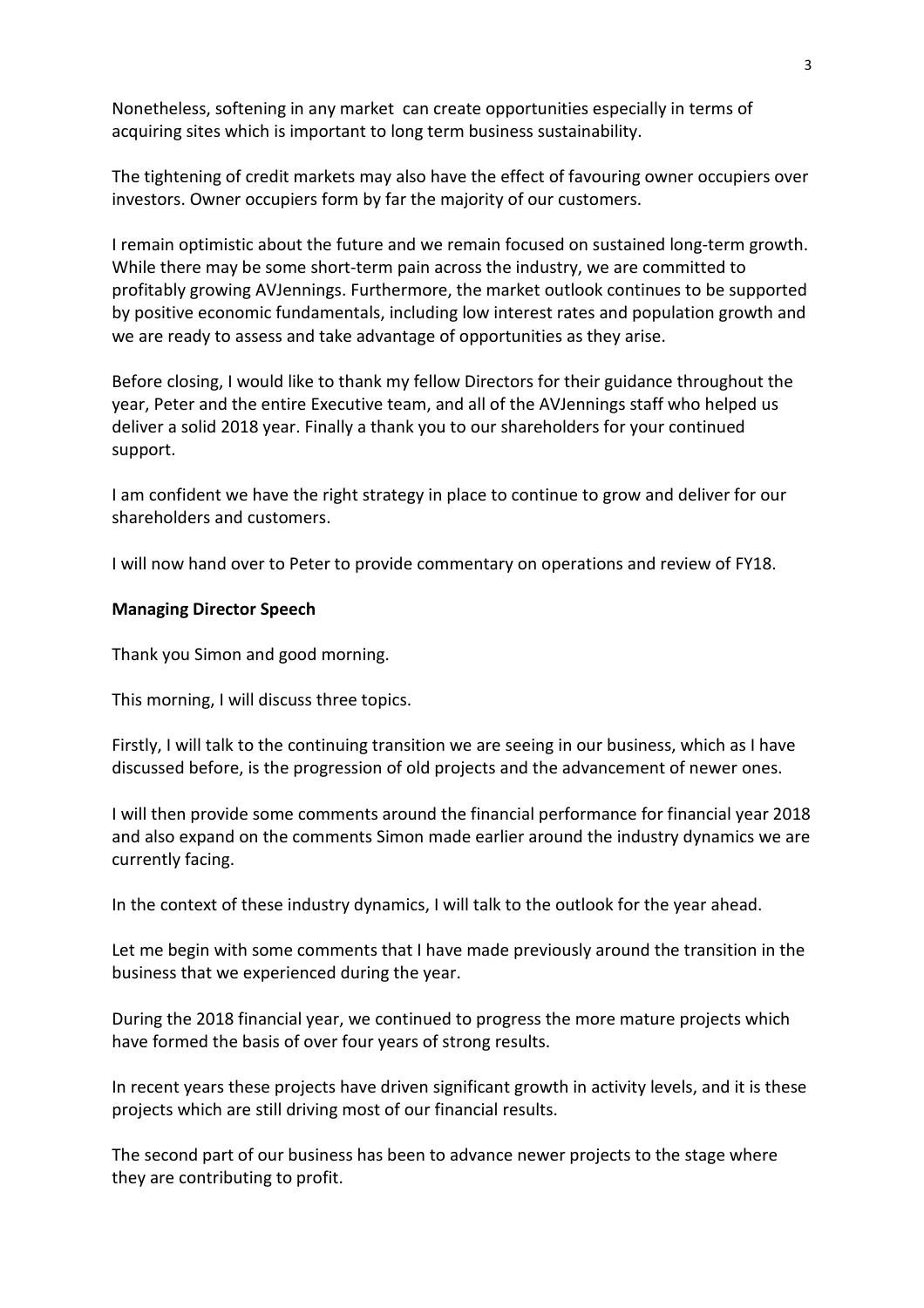Nonetheless, softening in any market can create opportunities especially in terms of acquiring sites which is important to long term business sustainability.

The tightening of credit markets may also have the effect of favouring owner occupiers over investors. Owner occupiers form by far the majority of our customers.

I remain optimistic about the future and we remain focused on sustained long-term growth. While there may be some short-term pain across the industry, we are committed to profitably growing AVJennings. Furthermore, the market outlook continues to be supported by positive economic fundamentals, including low interest rates and population growth and we are ready to assess and take advantage of opportunities as they arise.

Before closing, I would like to thank my fellow Directors for their guidance throughout the year, Peter and the entire Executive team, and all of the AVJennings staff who helped us deliver a solid 2018 year. Finally a thank you to our shareholders for your continued support.

I am confident we have the right strategy in place to continue to grow and deliver for our shareholders and customers.

I will now hand over to Peter to provide commentary on operations and review of FY18.

**Managing Director Speech**

Thank you Simon and good morning.

This morning, I will discuss three topics.

Firstly, I will talk to the continuing transition we are seeing in our business, which as I have discussed before, is the progression of old projects and the advancement of newer ones.

I will then provide some comments around the financial performance for financial year 2018 and also expand on the comments Simon made earlier around the industry dynamics we are currently facing.

In the context of these industry dynamics, I will talk to the outlook for the year ahead.

Let me begin with some comments that I have made previously around the transition in the business that we experienced during the year.

During the 2018 financial year, we continued to progress the more mature projects which have formed the basis of over four years of strong results.

In recent years these projects have driven significant growth in activity levels, and it is these projects which are still driving most of our financial results.

The second part of our business has been to advance newer projects to the stage where they are contributing to profit.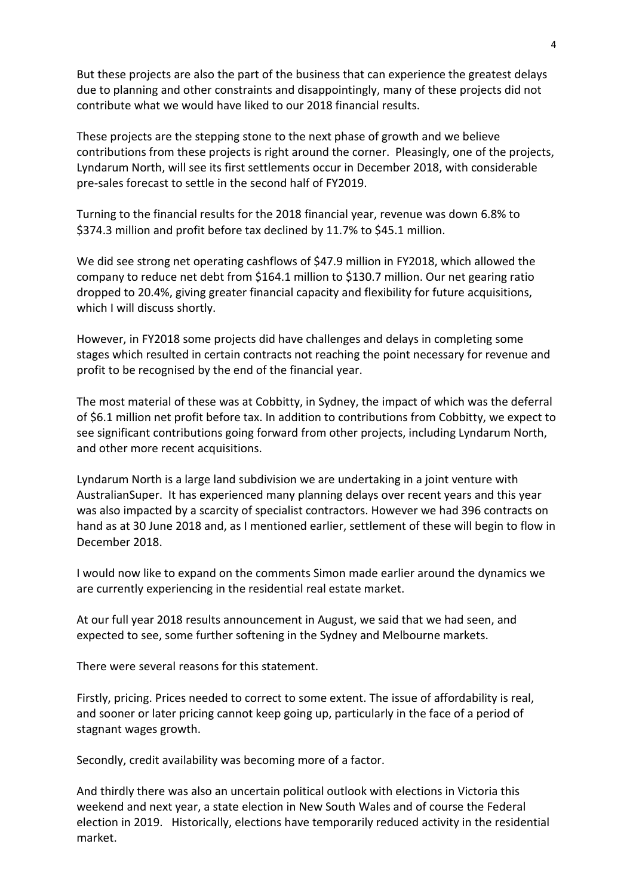But these projects are also the part of the business that can experience the greatest delays due to planning and other constraints and disappointingly, many of these projects did not contribute what we would have liked to our 2018 financial results.

These projects are the stepping stone to the next phase of growth and we believe contributions from these projects is right around the corner. Pleasingly, one of the projects, Lyndarum North, will see its first settlements occur in December 2018, with considerable pre-sales forecast to settle in the second half of FY2019.

Turning to the financial results for the 2018 financial year, revenue was down 6.8% to $374.3 million and profit before tax declined by 11.7% to $45.1 million.

We did see strong net operating cashflows of $47.9 million in FY2018, which allowed the company to reduce net debt from $164.1 million to $130.7 million. Our net gearing ratio dropped to 20.4%, giving greater financial capacity and flexibility for future acquisitions, which I will discuss shortly.

However, in FY2018 some projects did have challenges and delays in completing some stages which resulted in certain contracts not reaching the point necessary for revenue and profit to be recognised by the end of the financial year.

The most material of these was at Cobbitty, in Sydney, the impact of which was the deferral of $6.1 million net profit before tax. In addition to contributions from Cobbitty, we expect to see significant contributions going forward from other projects, including Lyndarum North, and other more recent acquisitions.

Lyndarum North is a large land subdivision we are undertaking in a joint venture with AustralianSuper. It has experienced many planning delays over recent years and this year was also impacted by a scarcity of specialist contractors. However we had 396 contracts on hand as at 30 June 2018 and, as I mentioned earlier, settlement of these will begin to flow in December 2018.

I would now like to expand on the comments Simon made earlier around the dynamics we are currently experiencing in the residential real estate market.

At our full year 2018 results announcement in August, we said that we had seen, and expected to see, some further softening in the Sydney and Melbourne markets.

There were several reasons for this statement.

Firstly, pricing. Prices needed to correct to some extent. The issue of affordability is real, and sooner or later pricing cannot keep going up, particularly in the face of a period of stagnant wages growth.

Secondly, credit availability was becoming more of a factor.

And thirdly there was also an uncertain political outlook with elections in Victoria this weekend and next year, a state election in New South Wales and of course the Federal election in 2019. Historically, elections have temporarily reduced activity in the residential market.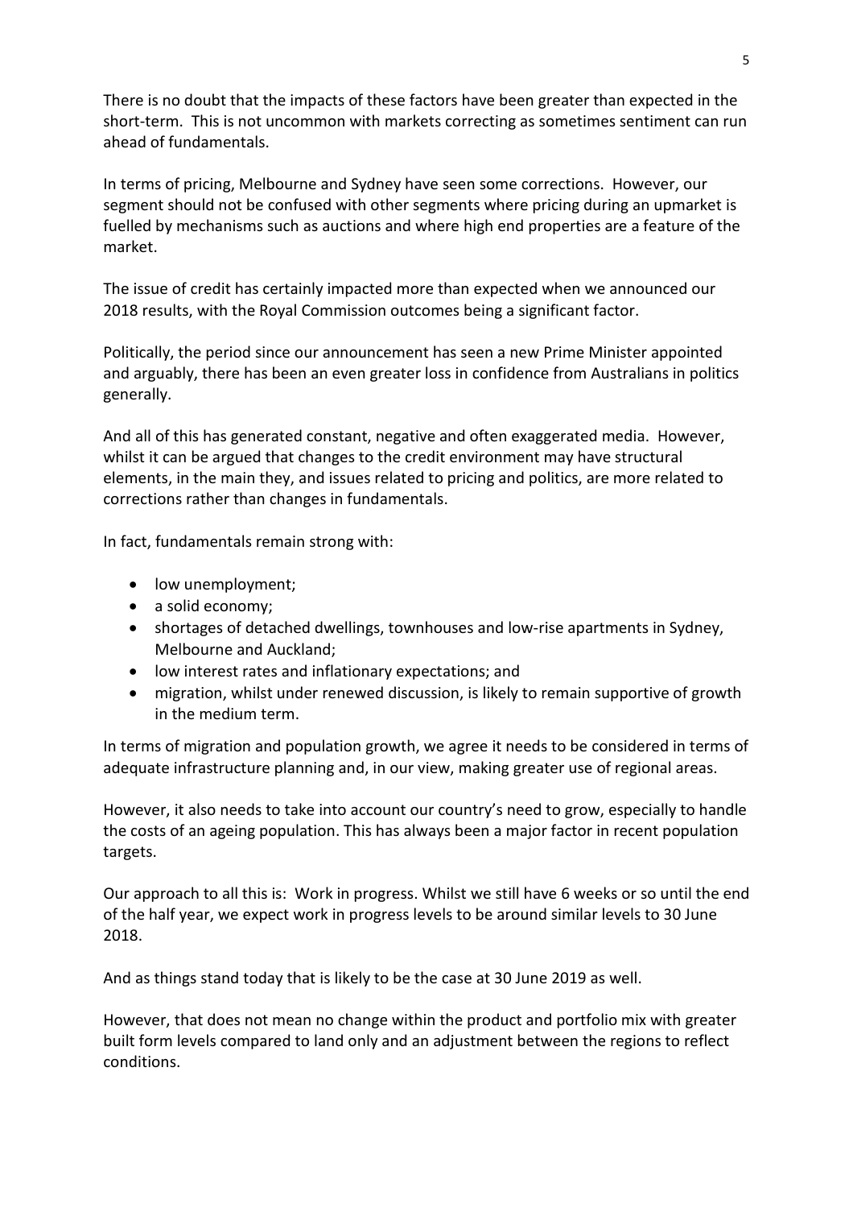There is no doubt that the impacts of these factors have been greater than expected in the short-term. This is not uncommon with markets correcting as sometimes sentiment can run ahead of fundamentals.

In terms of pricing, Melbourne and Sydney have seen some corrections. However, our segment should not be confused with other segments where pricing during an upmarket is fuelled by mechanisms such as auctions and where high end properties are a feature of the market.

The issue of credit has certainly impacted more than expected when we announced our 2018 results, with the Royal Commission outcomes being a significant factor.

Politically, the period since our announcement has seen a new Prime Minister appointed and arguably, there has been an even greater loss in confidence from Australians in politics generally.

And all of this has generated constant, negative and often exaggerated media. However, whilst it can be argued that changes to the credit environment may have structural elements, in the main they, and issues related to pricing and politics, are more related to corrections rather than changes in fundamentals.

In fact, fundamentals remain strong with:

- low unemployment;
- a solid economy;
- shortages of detached dwellings, townhouses and low-rise apartments in Sydney, Melbourne and Auckland;
- low interest rates and inflationary expectations; and
- migration, whilst under renewed discussion, is likely to remain supportive of growth in the medium term.

In terms of migration and population growth, we agree it needs to be considered in terms of adequate infrastructure planning and, in our view, making greater use of regional areas.

However, it also needs to take into account our country's need to grow, especially to handle the costs of an ageing population. This has always been a major factor in recent population targets.

Our approach to all this is: Work in progress. Whilst we still have 6 weeks or so until the end of the half year, we expect work in progress levels to be around similar levels to 30 June 2018.

And as things stand today that is likely to be the case at 30 June 2019 as well.

However, that does not mean no change within the product and portfolio mix with greater built form levels compared to land only and an adjustment between the regions to reflect conditions.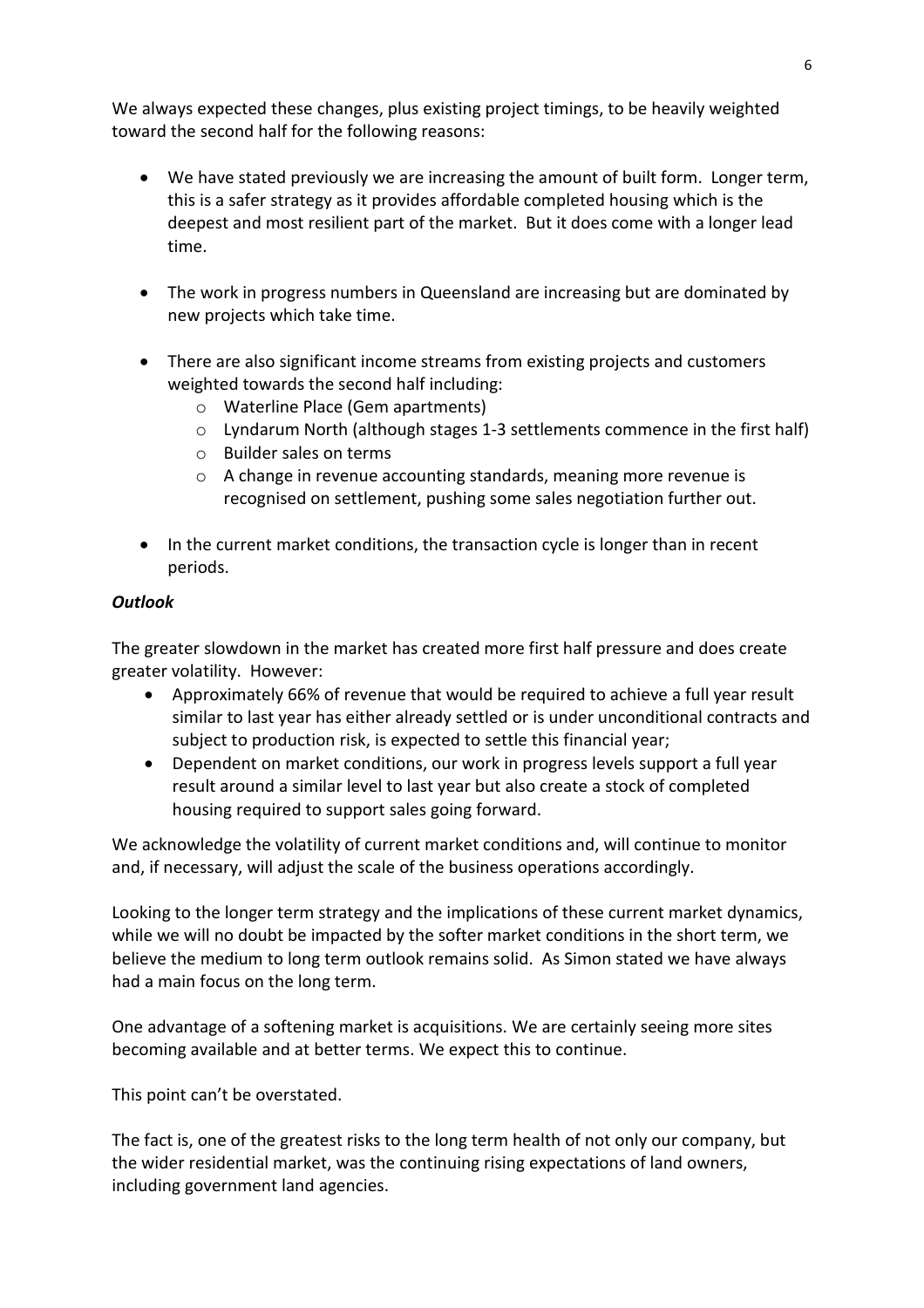We always expected these changes, plus existing project timings, to be heavily weighted toward the second half for the following reasons:

- We have stated previously we are increasing the amount of built form. Longer term, this is a safer strategy as it provides affordable completed housing which is the deepest and most resilient part of the market. But it does come with a longer lead time.

- The work in progress numbers in Queensland are increasing but are dominated by new projects which take time.

- There are also significant income streams from existing projects and customers weighted towards the second half including:
  - Waterline Place (Gem apartments)
  - Lyndarum North (although stages 1-3 settlements commence in the first half)
  - Builder sales on terms
  - A change in revenue accounting standards, meaning more revenue is recognised on settlement, pushing some sales negotiation further out.

- In the current market conditions, the transaction cycle is longer than in recent periods.

***Outlook***

The greater slowdown in the market has created more first half pressure and does create greater volatility. However:

- Approximately 66% of revenue that would be required to achieve a full year result similar to last year has either already settled or is under unconditional contracts and subject to production risk, is expected to settle this financial year;
- Dependent on market conditions, our work in progress levels support a full year result around a similar level to last year but also create a stock of completed housing required to support sales going forward.

We acknowledge the volatility of current market conditions and, will continue to monitor and, if necessary, will adjust the scale of the business operations accordingly.

Looking to the longer term strategy and the implications of these current market dynamics, while we will no doubt be impacted by the softer market conditions in the short term, we believe the medium to long term outlook remains solid. As Simon stated we have always had a main focus on the long term.

One advantage of a softening market is acquisitions. We are certainly seeing more sites becoming available and at better terms. We expect this to continue.

This point can't be overstated.

The fact is, one of the greatest risks to the long term health of not only our company, but the wider residential market, was the continuing rising expectations of land owners, including government land agencies.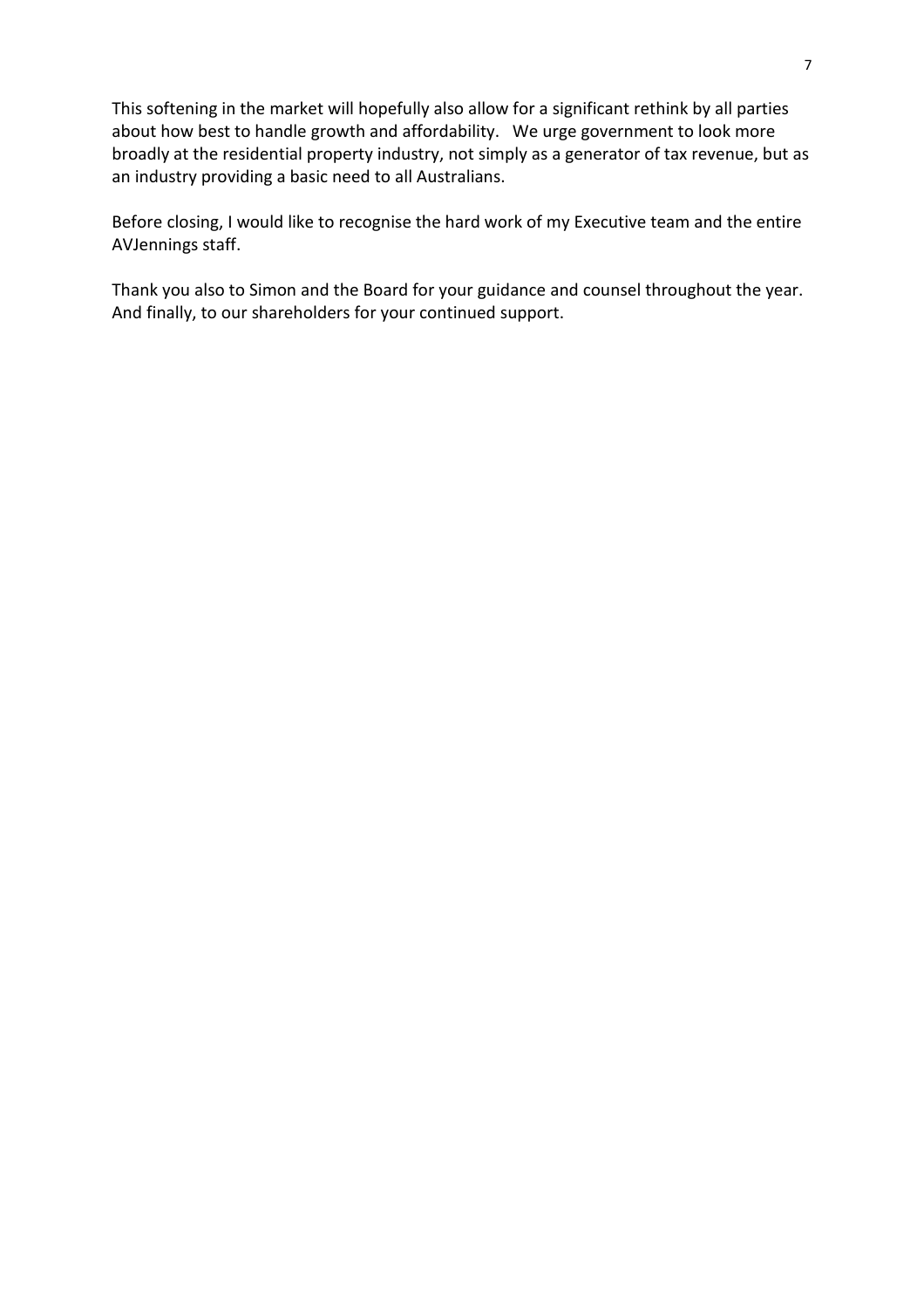This softening in the market will hopefully also allow for a significant rethink by all parties about how best to handle growth and affordability. We urge government to look more broadly at the residential property industry, not simply as a generator of tax revenue, but as an industry providing a basic need to all Australians.

Before closing, I would like to recognise the hard work of my Executive team and the entire AVJennings staff.

Thank you also to Simon and the Board for your guidance and counsel throughout the year. And finally, to our shareholders for your continued support.